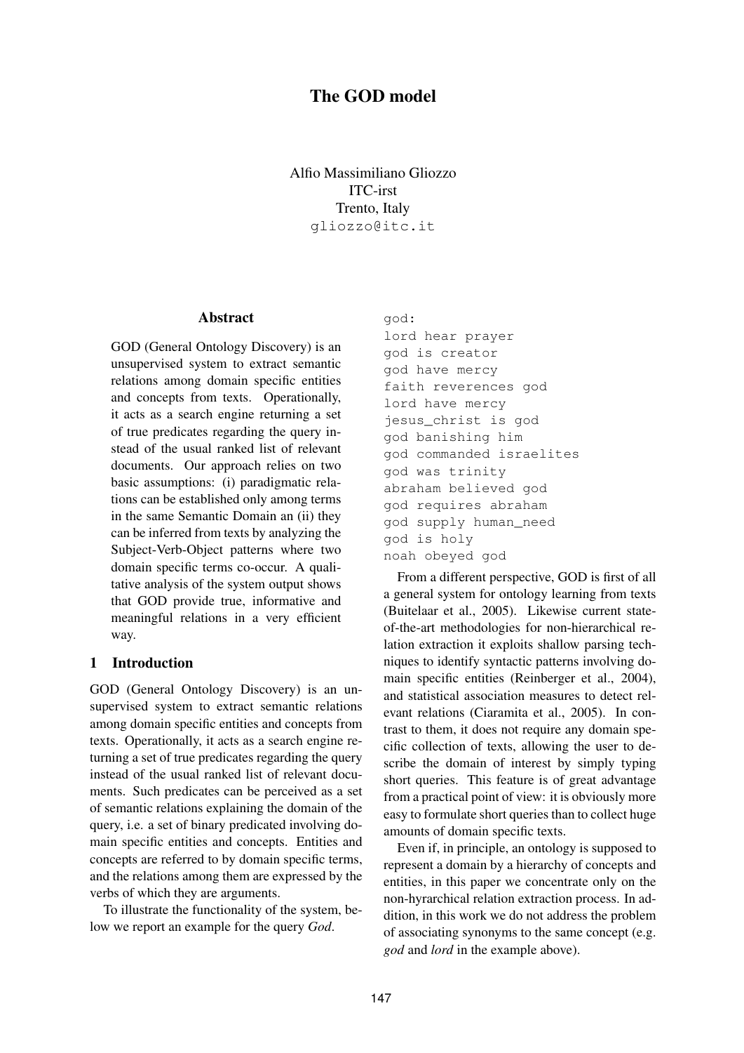# The GOD model

Alfio Massimiliano Gliozzo
ITC-irst
Trento, Italy
gliozzo@itc.it

## Abstract

GOD (General Ontology Discovery) is an unsupervised system to extract semantic relations among domain specific entities and concepts from texts. Operationally, it acts as a search engine returning a set of true predicates regarding the query instead of the usual ranked list of relevant documents. Our approach relies on two basic assumptions: (i) paradigmatic relations can be established only among terms in the same Semantic Domain an (ii) they can be inferred from texts by analyzing the Subject-Verb-Object patterns where two domain specific terms co-occur. A qualitative analysis of the system output shows that GOD provide true, informative and meaningful relations in a very efficient way.

## 1 Introduction

GOD (General Ontology Discovery) is an unsupervised system to extract semantic relations among domain specific entities and concepts from texts. Operationally, it acts as a search engine returning a set of true predicates regarding the query instead of the usual ranked list of relevant documents. Such predicates can be perceived as a set of semantic relations explaining the domain of the query, i.e. a set of binary predicated involving domain specific entities and concepts. Entities and concepts are referred to by domain specific terms, and the relations among them are expressed by the verbs of which they are arguments.

To illustrate the functionality of the system, below we report an example for the query *God*.

```
god:
lord hear prayer
god is creator
god have mercy
faith reverences god
lord have mercy
jesus_christ is god
god banishing him
god commanded israelites
god was trinity
abraham believed god
god requires abraham
god supply human_need
god is holy
noah obeyed god
```

From a different perspective, GOD is first of all a general system for ontology learning from texts (Buitelaar et al., 2005). Likewise current state-of-the-art methodologies for non-hierarchical relation extraction it exploits shallow parsing techniques to identify syntactic patterns involving domain specific entities (Reinberger et al., 2004), and statistical association measures to detect relevant relations (Ciaramita et al., 2005). In contrast to them, it does not require any domain specific collection of texts, allowing the user to describe the domain of interest by simply typing short queries. This feature is of great advantage from a practical point of view: it is obviously more easy to formulate short queries than to collect huge amounts of domain specific texts.

Even if, in principle, an ontology is supposed to represent a domain by a hierarchy of concepts and entities, in this paper we concentrate only on the non-hyrarchical relation extraction process. In addition, in this work we do not address the problem of associating synonyms to the same concept (e.g. *god* and *lord* in the example above).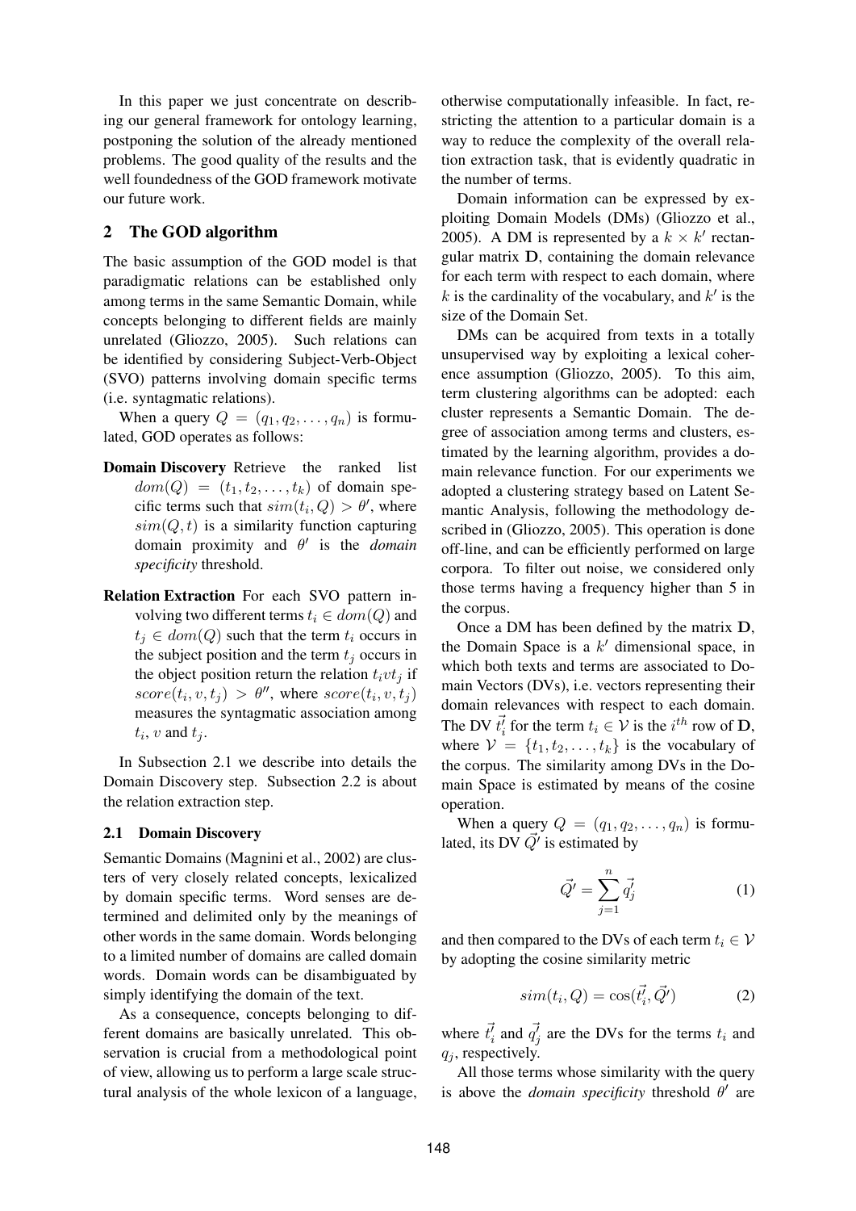In this paper we just concentrate on describing our general framework for ontology learning, postponing the solution of the already mentioned problems. The good quality of the results and the well foundedness of the GOD framework motivate our future work.

## 2 The GOD algorithm

The basic assumption of the GOD model is that paradigmatic relations can be established only among terms in the same Semantic Domain, while concepts belonging to different fields are mainly unrelated (Gliozzo, 2005). Such relations can be identified by considering Subject-Verb-Object (SVO) patterns involving domain specific terms (i.e. syntagmatic relations).

When a query $Q = (q_1, q_2, \ldots, q_n)$ is formulated, GOD operates as follows:

**Domain Discovery** Retrieve the ranked list $dom(Q) = (t_1, t_2, \ldots, t_k)$ of domain specific terms such that $sim(t_i, Q) > \theta'$, where $sim(Q, t)$ is a similarity function capturing domain proximity and $\theta'$ is the *domain specificity* threshold.

**Relation Extraction** For each SVO pattern involving two different terms $t_i \in dom(Q)$ and $t_j \in dom(Q)$ such that the term $t_i$ occurs in the subject position and the term $t_j$ occurs in the object position return the relation $t_i v t_j$ if $score(t_i, v, t_j) > \theta''$, where $score(t_i, v, t_j)$ measures the syntagmatic association among $t_i$, $v$ and $t_j$.

In Subsection 2.1 we describe into details the Domain Discovery step. Subsection 2.2 is about the relation extraction step.

### 2.1 Domain Discovery

Semantic Domains (Magnini et al., 2002) are clusters of very closely related concepts, lexicalized by domain specific terms. Word senses are determined and delimited only by the meanings of other words in the same domain. Words belonging to a limited number of domains are called domain words. Domain words can be disambiguated by simply identifying the domain of the text.

As a consequence, concepts belonging to different domains are basically unrelated. This observation is crucial from a methodological point of view, allowing us to perform a large scale structural analysis of the whole lexicon of a language, otherwise computationally infeasible. In fact, restricting the attention to a particular domain is a way to reduce the complexity of the overall relation extraction task, that is evidently quadratic in the number of terms.

Domain information can be expressed by exploiting Domain Models (DMs) (Gliozzo et al., 2005). A DM is represented by a $k \times k'$ rectangular matrix $\mathbf{D}$, containing the domain relevance for each term with respect to each domain, where $k$ is the cardinality of the vocabulary, and $k'$ is the size of the Domain Set.

DMs can be acquired from texts in a totally unsupervised way by exploiting a lexical coherence assumption (Gliozzo, 2005). To this aim, term clustering algorithms can be adopted: each cluster represents a Semantic Domain. The degree of association among terms and clusters, estimated by the learning algorithm, provides a domain relevance function. For our experiments we adopted a clustering strategy based on Latent Semantic Analysis, following the methodology described in (Gliozzo, 2005). This operation is done off-line, and can be efficiently performed on large corpora. To filter out noise, we considered only those terms having a frequency higher than 5 in the corpus.

Once a DM has been defined by the matrix $\mathbf{D}$, the Domain Space is a $k'$ dimensional space, in which both texts and terms are associated to Domain Vectors (DVs), i.e. vectors representing their domain relevances with respect to each domain. The DV $\vec{t_i'}$ for the term $t_i \in \mathcal{V}$ is the $i^{th}$ row of $\mathbf{D}$, where $\mathcal{V} = \{t_1, t_2, \ldots, t_k\}$ is the vocabulary of the corpus. The similarity among DVs in the Domain Space is estimated by means of the cosine operation.

When a query $Q = (q_1, q_2, \ldots, q_n)$ is formulated, its DV $\vec{Q'}$ is estimated by

$$\vec{Q'} = \sum_{j=1}^{n} \vec{q_j'} \tag{1}$$

and then compared to the DVs of each term $t_i \in \mathcal{V}$ by adopting the cosine similarity metric

$$sim(t_i, Q) = \cos(\vec{t_i'}, \vec{Q'}) \tag{2}$$

where $\vec{t_i'}$ and $\vec{q_j'}$ are the DVs for the terms $t_i$ and $q_j$, respectively.

All those terms whose similarity with the query is above the *domain specificity* threshold $\theta'$ are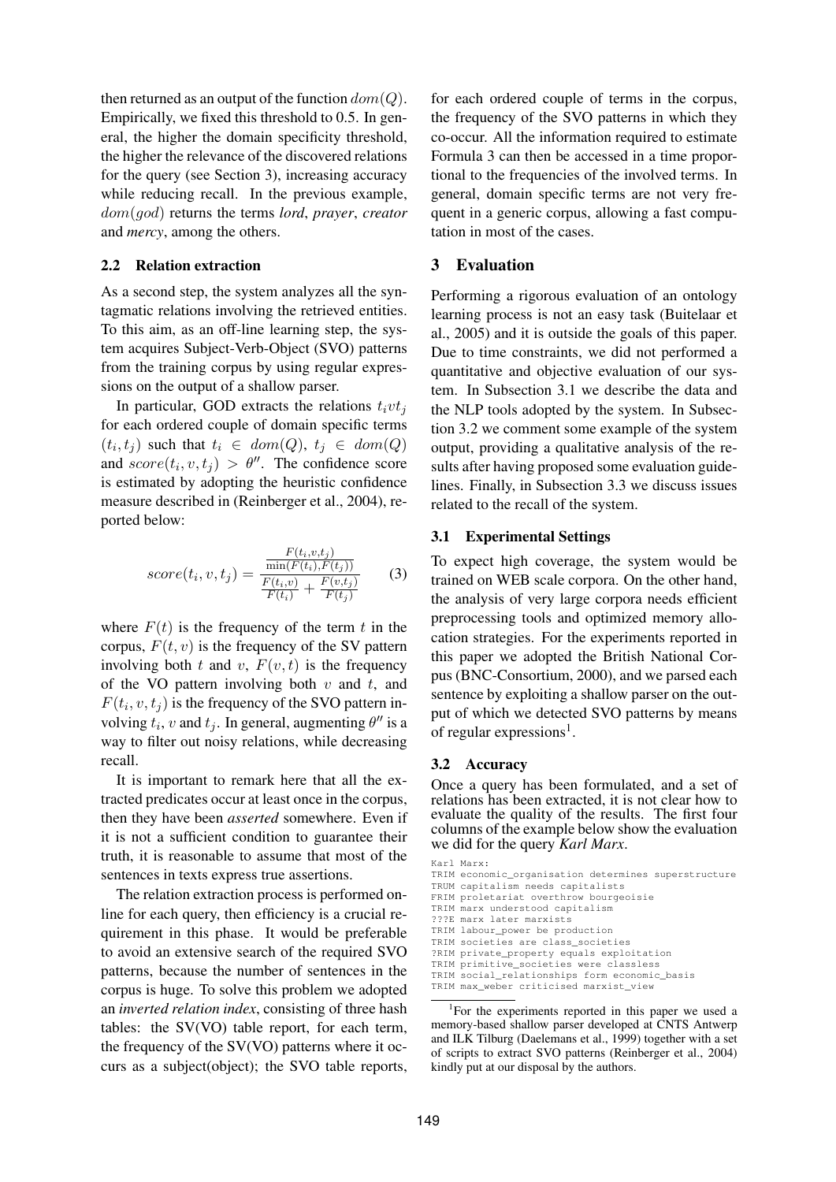then returned as an output of the function $dom(Q)$. Empirically, we fixed this threshold to 0.5. In general, the higher the domain specificity threshold, the higher the relevance of the discovered relations for the query (see Section 3), increasing accuracy while reducing recall. In the previous example, $dom(god)$ returns the terms *lord*, *prayer*, *creator* and *mercy*, among the others.

### 2.2 Relation extraction

As a second step, the system analyzes all the syntagmatic relations involving the retrieved entities. To this aim, as an off-line learning step, the system acquires Subject-Verb-Object (SVO) patterns from the training corpus by using regular expressions on the output of a shallow parser.

In particular, GOD extracts the relations $t_i v t_j$ for each ordered couple of domain specific terms $(t_i, t_j)$ such that $t_i \in dom(Q)$, $t_j \in dom(Q)$ and $score(t_i, v, t_j) > \theta''$. The confidence score is estimated by adopting the heuristic confidence measure described in (Reinberger et al., 2004), reported below:

$$score(t_i, v, t_j) = \frac{\frac{F(t_i, v, t_j)}{\min(F(t_i), F(t_j))}}{\frac{F(t_i, v)}{F(t_i)} + \frac{F(v, t_j)}{F(t_j)}} \quad (3)$$

where $F(t)$ is the frequency of the term $t$ in the corpus, $F(t, v)$ is the frequency of the SV pattern involving both $t$ and $v$, $F(v, t)$ is the frequency of the VO pattern involving both $v$ and $t$, and $F(t_i, v, t_j)$ is the frequency of the SVO pattern involving $t_i$, $v$ and $t_j$. In general, augmenting $\theta''$ is a way to filter out noisy relations, while decreasing recall.

It is important to remark here that all the extracted predicates occur at least once in the corpus, then they have been *asserted* somewhere. Even if it is not a sufficient condition to guarantee their truth, it is reasonable to assume that most of the sentences in texts express true assertions.

The relation extraction process is performed on-line for each query, then efficiency is a crucial requirement in this phase. It would be preferable to avoid an extensive search of the required SVO patterns, because the number of sentences in the corpus is huge. To solve this problem we adopted an *inverted relation index*, consisting of three hash tables: the SV(VO) table report, for each term, the frequency of the SV(VO) patterns where it occurs as a subject(object); the SVO table reports, for each ordered couple of terms in the corpus, the frequency of the SVO patterns in which they co-occur. All the information required to estimate Formula 3 can then be accessed in a time proportional to the frequencies of the involved terms. In general, domain specific terms are not very frequent in a generic corpus, allowing a fast computation in most of the cases.

## 3 Evaluation

Performing a rigorous evaluation of an ontology learning process is not an easy task (Buitelaar et al., 2005) and it is outside the goals of this paper. Due to time constraints, we did not performed a quantitative and objective evaluation of our system. In Subsection 3.1 we describe the data and the NLP tools adopted by the system. In Subsection 3.2 we comment some example of the system output, providing a qualitative analysis of the results after having proposed some evaluation guidelines. Finally, in Subsection 3.3 we discuss issues related to the recall of the system.

### 3.1 Experimental Settings

To expect high coverage, the system would be trained on WEB scale corpora. On the other hand, the analysis of very large corpora needs efficient preprocessing tools and optimized memory allocation strategies. For the experiments reported in this paper we adopted the British National Corpus (BNC-Consortium, 2000), and we parsed each sentence by exploiting a shallow parser on the output of which we detected SVO patterns by means of regular expressions[1].

### 3.2 Accuracy

Once a query has been formulated, and a set of relations has been extracted, it is not clear how to evaluate the quality of the results. The first four columns of the example below show the evaluation we did for the query *Karl Marx*.

```
Karl Marx:
TRIM economic_organisation determines superstructure
TRUM capitalism needs capitalists
FRIM proletariat overthrow bourgeoisie
TRIM marx understood capitalism
???E marx later marxists
TRIM labour_power be production
TRIM societies are class_societies
?RIM private_property equals exploitation
TRIM primitive_societies were classless
TRIM social_relationships form economic_basis
TRIM max_weber criticised marxist_view
```

[1] For the experiments reported in this paper we used a memory-based shallow parser developed at CNTS Antwerp and ILK Tilburg (Daelemans et al., 1999) together with a set of scripts to extract SVO patterns (Reinberger et al., 2004) kindly put at our disposal by the authors.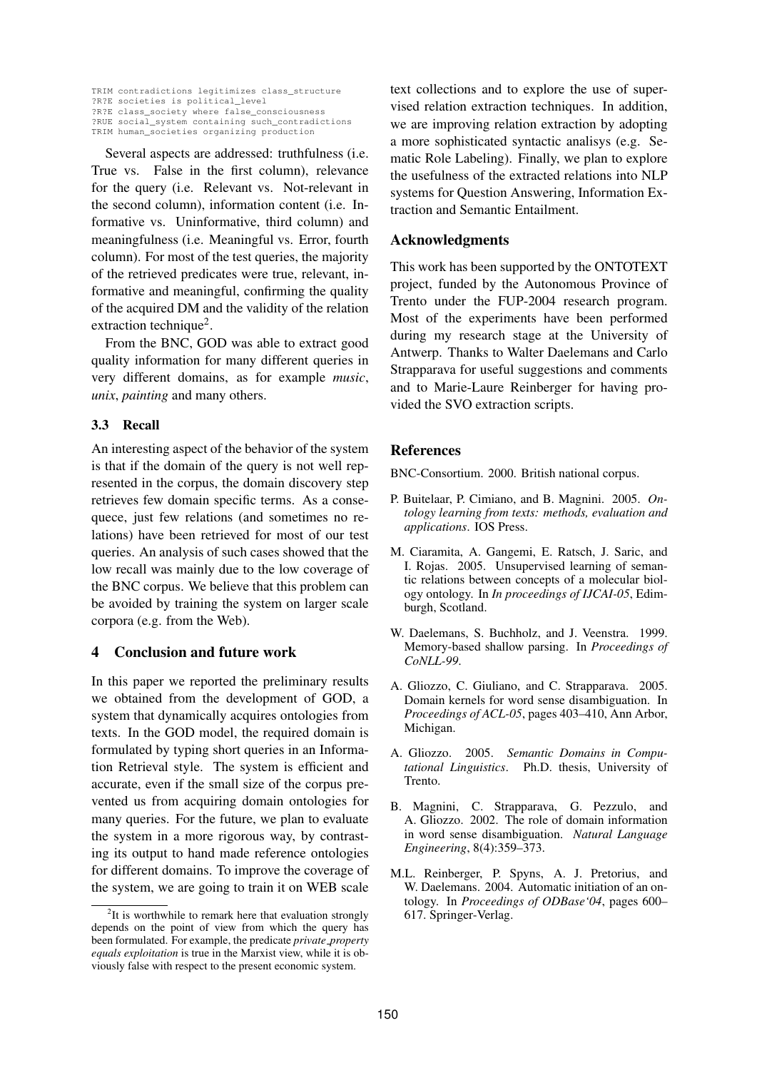```
TRIM contradictions legitimizes class_structure
?R?E societies is political_level
?R?E class_society where false_consciousness
?RUE social_system containing such_contradictions
TRIM human_societies organizing production
```

Several aspects are addressed: truthfulness (i.e. True vs. False in the first column), relevance for the query (i.e. Relevant vs. Not-relevant in the second column), information content (i.e. Informative vs. Uninformative, third column) and meaningfulness (i.e. Meaningful vs. Error, fourth column). For most of the test queries, the majority of the retrieved predicates were true, relevant, informative and meaningful, confirming the quality of the acquired DM and the validity of the relation extraction technique[2].

From the BNC, GOD was able to extract good quality information for many different queries in very different domains, as for example *music*, *unix*, *painting* and many others.

### 3.3 Recall

An interesting aspect of the behavior of the system is that if the domain of the query is not well represented in the corpus, the domain discovery step retrieves few domain specific terms. As a consequece, just few relations (and sometimes no relations) have been retrieved for most of our test queries. An analysis of such cases showed that the low recall was mainly due to the low coverage of the BNC corpus. We believe that this problem can be avoided by training the system on larger scale corpora (e.g. from the Web).

## 4 Conclusion and future work

In this paper we reported the preliminary results we obtained from the development of GOD, a system that dynamically acquires ontologies from texts. In the GOD model, the required domain is formulated by typing short queries in an Information Retrieval style. The system is efficient and accurate, even if the small size of the corpus prevented us from acquiring domain ontologies for many queries. For the future, we plan to evaluate the system in a more rigorous way, by contrasting its output to hand made reference ontologies for different domains. To improve the coverage of the system, we are going to train it on WEB scale text collections and to explore the use of supervised relation extraction techniques. In addition, we are improving relation extraction by adopting a more sophisticated syntactic analisys (e.g. Sematic Role Labeling). Finally, we plan to explore the usefulness of the extracted relations into NLP systems for Question Answering, Information Extraction and Semantic Entailment.

[2]It is worthwhile to remark here that evaluation strongly depends on the point of view from which the query has been formulated. For example, the predicate *private_property equals exploitation* is true in the Marxist view, while it is obviously false with respect to the present economic system.

## Acknowledgments

This work has been supported by the ONTOTEXT project, funded by the Autonomous Province of Trento under the FUP-2004 research program. Most of the experiments have been performed during my research stage at the University of Antwerp. Thanks to Walter Daelemans and Carlo Strapparava for useful suggestions and comments and to Marie-Laure Reinberger for having provided the SVO extraction scripts.

## References

BNC-Consortium. 2000. British national corpus.

P. Buitelaar, P. Cimiano, and B. Magnini. 2005. *Ontology learning from texts: methods, evaluation and applications*. IOS Press.

M. Ciaramita, A. Gangemi, E. Ratsch, J. Saric, and I. Rojas. 2005. Unsupervised learning of semantic relations between concepts of a molecular biology ontology. In *In proceedings of IJCAI-05*, Edimburgh, Scotland.

W. Daelemans, S. Buchholz, and J. Veenstra. 1999. Memory-based shallow parsing. In *Proceedings of CoNLL-99*.

A. Gliozzo, C. Giuliano, and C. Strapparava. 2005. Domain kernels for word sense disambiguation. In *Proceedings of ACL-05*, pages 403–410, Ann Arbor, Michigan.

A. Gliozzo. 2005. *Semantic Domains in Computational Linguistics*. Ph.D. thesis, University of Trento.

B. Magnini, C. Strapparava, G. Pezzulo, and A. Gliozzo. 2002. The role of domain information in word sense disambiguation. *Natural Language Engineering*, 8(4):359–373.

M.L. Reinberger, P. Spyns, A. J. Pretorius, and W. Daelemans. 2004. Automatic initiation of an ontology. In *Proceedings of ODBase'04*, pages 600–617. Springer-Verlag.